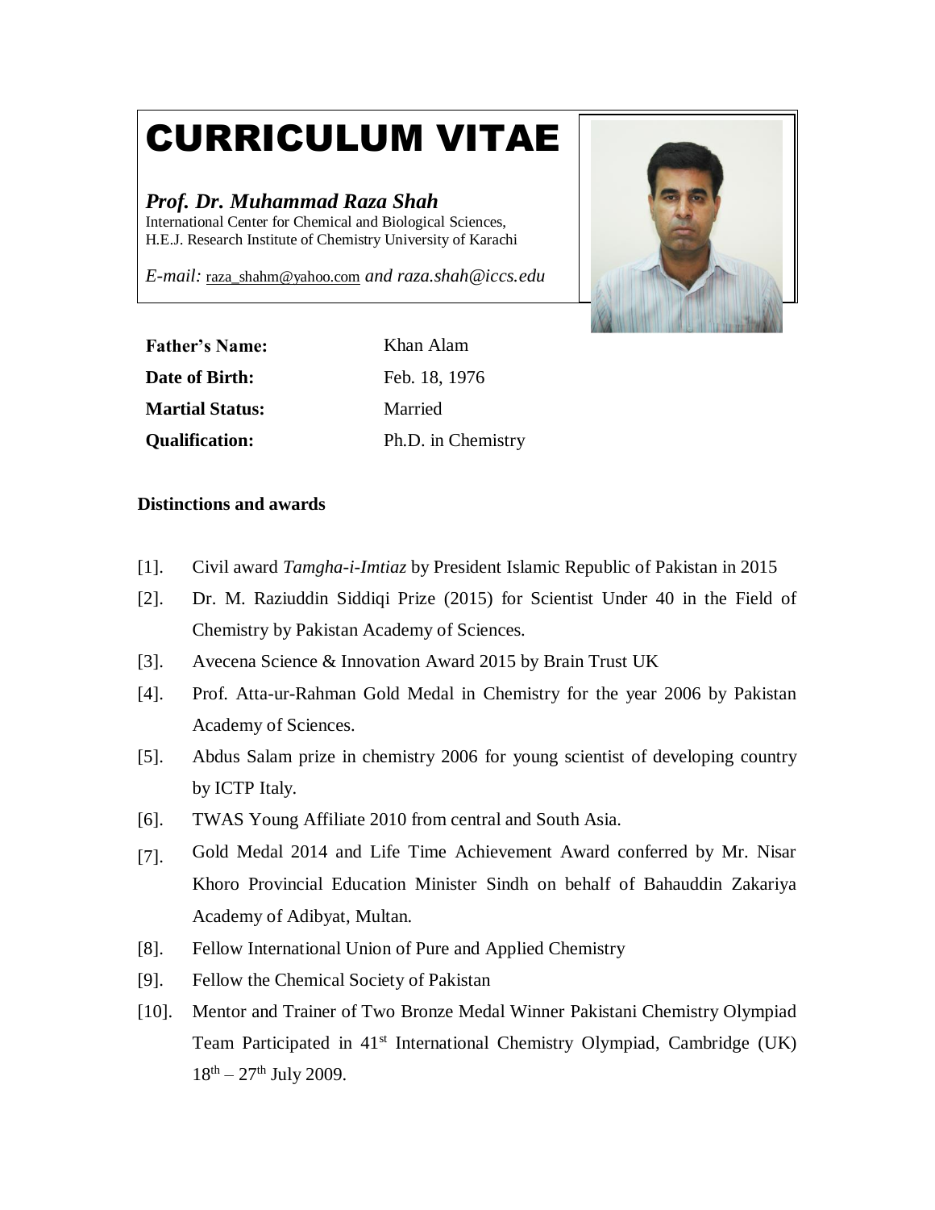# CURRICULUM VITAE

***Prof. Dr. Muhammad Raza Shah***

International Center for Chemical and Biological Sciences,
H.E.J. Research Institute of Chemistry University of Karachi

*E-mail:* raza_shahm@yahoo.com *and raza.shah@iccs.edu*

| | |
|---|---|
| **Father's Name:** | Khan Alam |
| **Date of Birth:** | Feb. 18, 1976 |
| **Martial Status:** | Married |
| **Qualification:** | Ph.D. in Chemistry |

**Distinctions and awards**

[1]. Civil award *Tamgha-i-Imtiaz* by President Islamic Republic of Pakistan in 2015

[2]. Dr. M. Raziuddin Siddiqi Prize (2015) for Scientist Under 40 in the Field of Chemistry by Pakistan Academy of Sciences.

[3]. Avecena Science & Innovation Award 2015 by Brain Trust UK

[4]. Prof. Atta-ur-Rahman Gold Medal in Chemistry for the year 2006 by Pakistan Academy of Sciences.

[5]. Abdus Salam prize in chemistry 2006 for young scientist of developing country by ICTP Italy.

[6]. TWAS Young Affiliate 2010 from central and South Asia.

[7]. Gold Medal 2014 and Life Time Achievement Award conferred by Mr. Nisar Khoro Provincial Education Minister Sindh on behalf of Bahauddin Zakariya Academy of Adibyat, Multan.

[8]. Fellow International Union of Pure and Applied Chemistry

[9]. Fellow the Chemical Society of Pakistan

[10]. Mentor and Trainer of Two Bronze Medal Winner Pakistani Chemistry Olympiad Team Participated in 41st International Chemistry Olympiad, Cambridge (UK) 18th – 27th July 2009.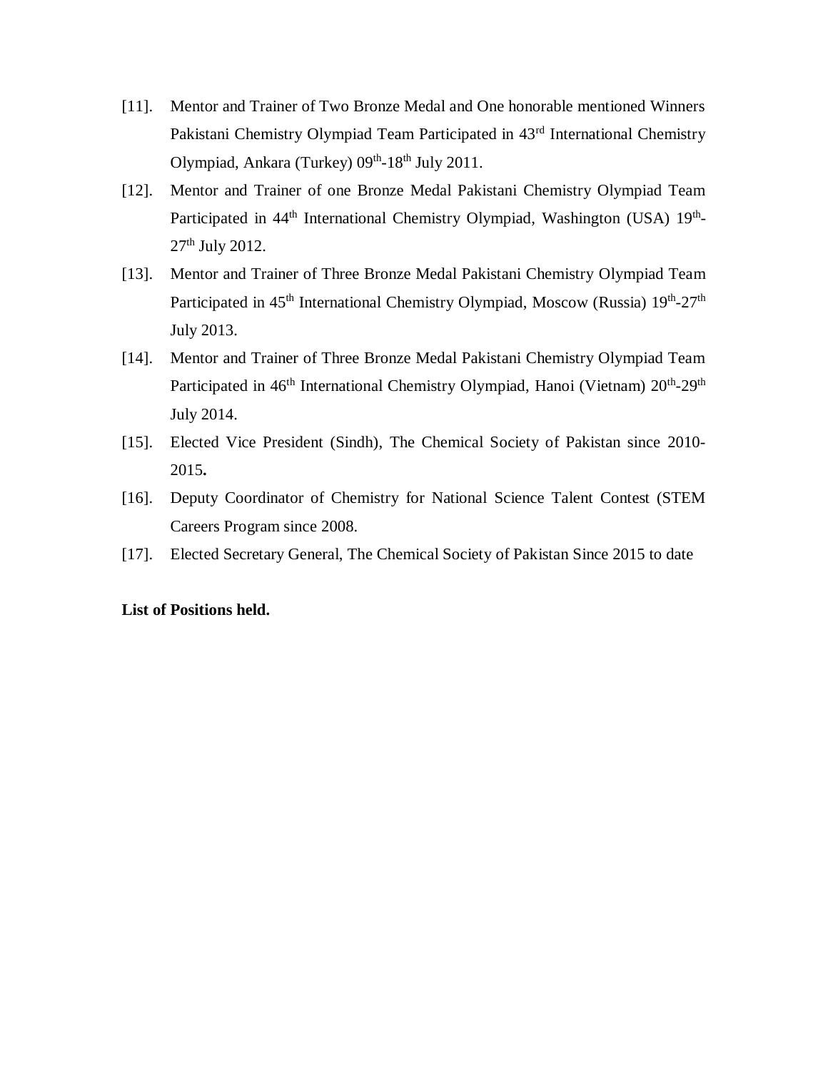[11]. Mentor and Trainer of Two Bronze Medal and One honorable mentioned Winners Pakistani Chemistry Olympiad Team Participated in 43$^{rd}$ International Chemistry Olympiad, Ankara (Turkey) 09$^{th}$-18$^{th}$ July 2011.

[12]. Mentor and Trainer of one Bronze Medal Pakistani Chemistry Olympiad Team Participated in 44$^{th}$ International Chemistry Olympiad, Washington (USA) 19$^{th}$-27$^{th}$ July 2012.

[13]. Mentor and Trainer of Three Bronze Medal Pakistani Chemistry Olympiad Team Participated in 45$^{th}$ International Chemistry Olympiad, Moscow (Russia) 19$^{th}$-27$^{th}$ July 2013.

[14]. Mentor and Trainer of Three Bronze Medal Pakistani Chemistry Olympiad Team Participated in 46$^{th}$ International Chemistry Olympiad, Hanoi (Vietnam) 20$^{th}$-29$^{th}$ July 2014.

[15]. Elected Vice President (Sindh), The Chemical Society of Pakistan since 2010-2015**.**

[16]. Deputy Coordinator of Chemistry for National Science Talent Contest (STEM Careers Program since 2008.

[17]. Elected Secretary General, The Chemical Society of Pakistan Since 2015 to date

**List of Positions held.**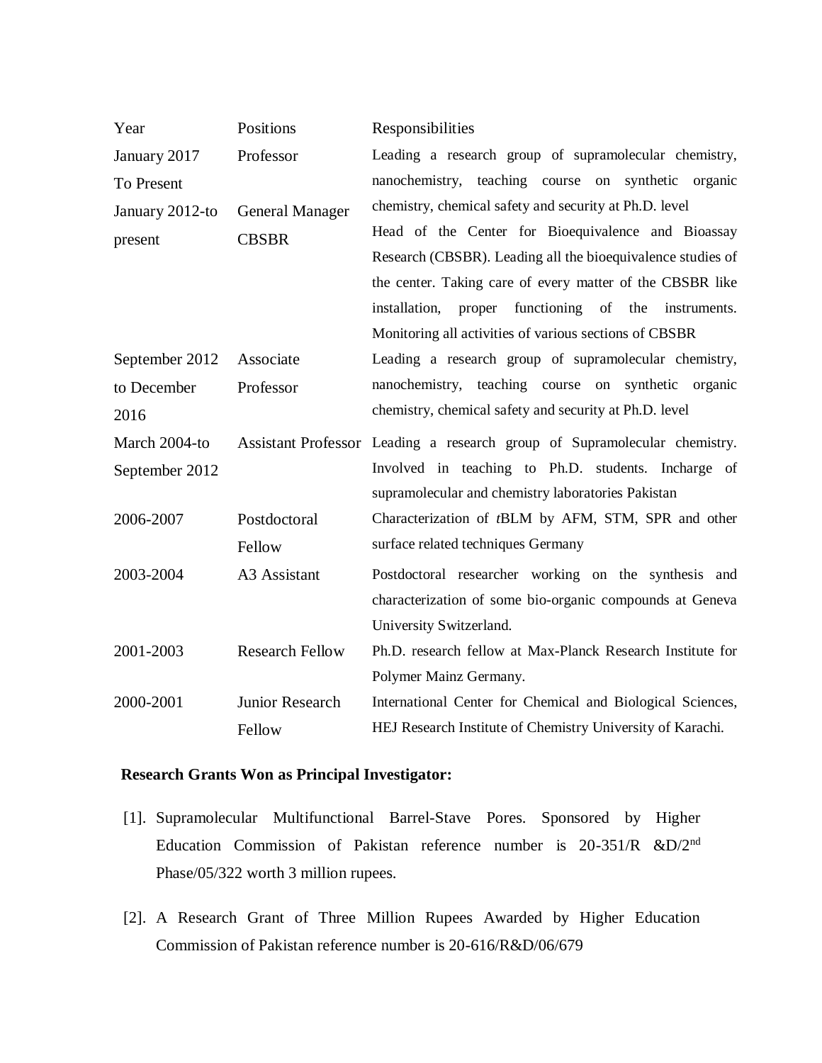| Year | Positions | Responsibilities |
| --- | --- | --- |
| January 2017 To Present | Professor | Leading a research group of supramolecular chemistry, nanochemistry, teaching course on synthetic organic chemistry, chemical safety and security at Ph.D. level |
| January 2012-to present | General Manager CBSBR | Head of the Center for Bioequivalence and Bioassay Research (CBSBR). Leading all the bioequivalence studies of the center. Taking care of every matter of the CBSBR like installation, proper functioning of the instruments. Monitoring all activities of various sections of CBSBR |
| September 2012 to December 2016 | Associate Professor | Leading a research group of supramolecular chemistry, nanochemistry, teaching course on synthetic organic chemistry, chemical safety and security at Ph.D. level |
| March 2004-to September 2012 | Assistant Professor | Leading a research group of Supramolecular chemistry. Involved in teaching to Ph.D. students. Incharge of supramolecular and chemistry laboratories Pakistan |
| 2006-2007 | Postdoctoral Fellow | Characterization of *t*BLM by AFM, STM, SPR and other surface related techniques Germany |
| 2003-2004 | A3 Assistant | Postdoctoral researcher working on the synthesis and characterization of some bio-organic compounds at Geneva University Switzerland. |
| 2001-2003 | Research Fellow | Ph.D. research fellow at Max-Planck Research Institute for Polymer Mainz Germany. |
| 2000-2001 | Junior Research Fellow | International Center for Chemical and Biological Sciences, HEJ Research Institute of Chemistry University of Karachi. |

**Research Grants Won as Principal Investigator:**

[1]. Supramolecular Multifunctional Barrel-Stave Pores. Sponsored by Higher Education Commission of Pakistan reference number is 20-351/R &D/2$^{nd}$ Phase/05/322 worth 3 million rupees.

[2]. A Research Grant of Three Million Rupees Awarded by Higher Education Commission of Pakistan reference number is 20-616/R&D/06/679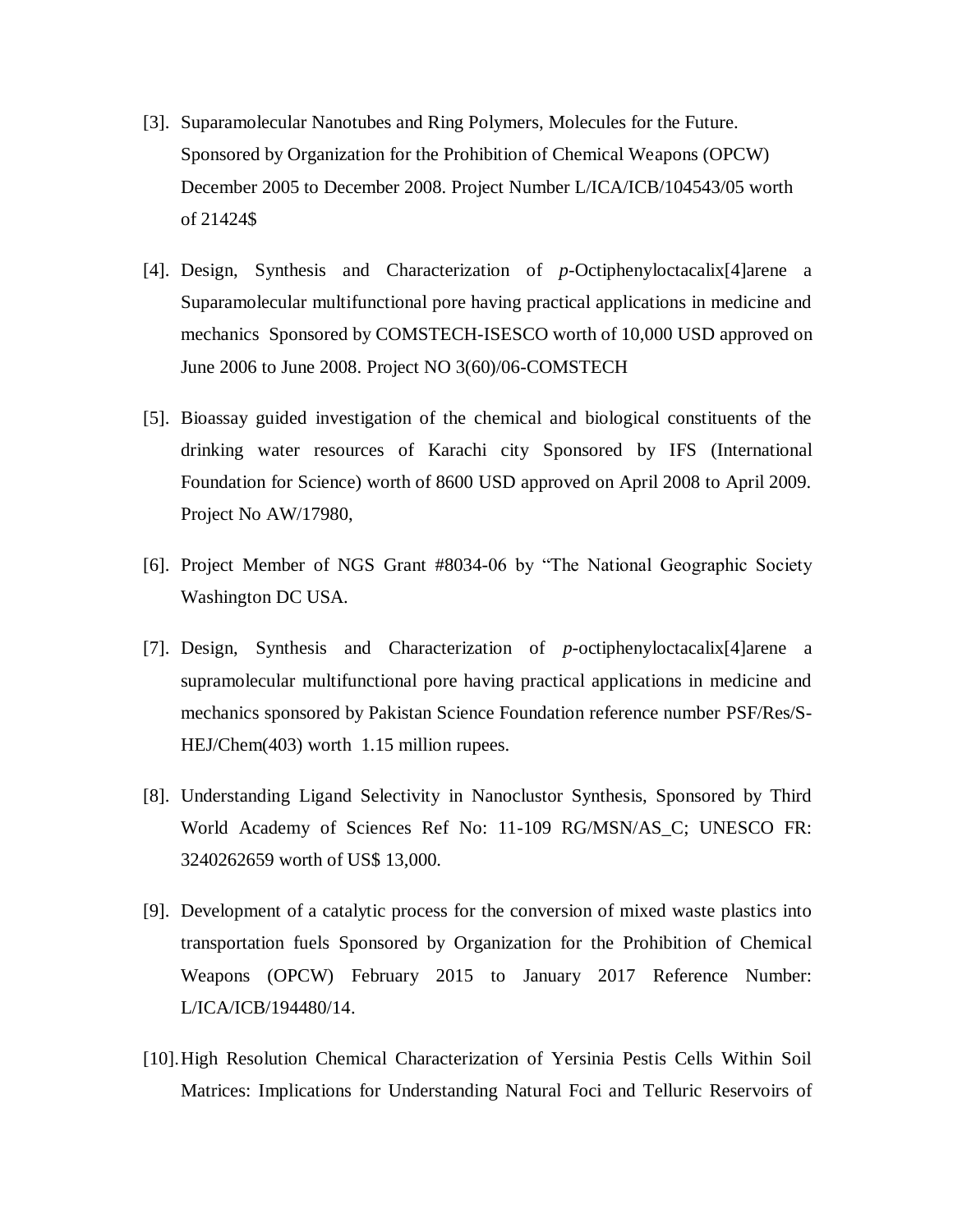[3]. Suparamolecular Nanotubes and Ring Polymers, Molecules for the Future. Sponsored by Organization for the Prohibition of Chemical Weapons (OPCW) December 2005 to December 2008. Project Number L/ICA/ICB/104543/05 worth of 21424$

[4]. Design, Synthesis and Characterization of *p*-Octiphenyloctacalix[4]arene a Suparamolecular multifunctional pore having practical applications in medicine and mechanics Sponsored by COMSTECH-ISESCO worth of 10,000 USD approved on June 2006 to June 2008. Project NO 3(60)/06-COMSTECH

[5]. Bioassay guided investigation of the chemical and biological constituents of the drinking water resources of Karachi city Sponsored by IFS (International Foundation for Science) worth of 8600 USD approved on April 2008 to April 2009. Project No AW/17980,

[6]. Project Member of NGS Grant #8034-06 by "The National Geographic Society Washington DC USA.

[7]. Design, Synthesis and Characterization of *p*-octiphenyloctacalix[4]arene a supramolecular multifunctional pore having practical applications in medicine and mechanics sponsored by Pakistan Science Foundation reference number PSF/Res/S-HEJ/Chem(403) worth 1.15 million rupees.

[8]. Understanding Ligand Selectivity in Nanoclustor Synthesis, Sponsored by Third World Academy of Sciences Ref No: 11-109 RG/MSN/AS_C; UNESCO FR: 3240262659 worth of US$ 13,000.

[9]. Development of a catalytic process for the conversion of mixed waste plastics into transportation fuels Sponsored by Organization for the Prohibition of Chemical Weapons (OPCW) February 2015 to January 2017 Reference Number: L/ICA/ICB/194480/14.

[10]. High Resolution Chemical Characterization of Yersinia Pestis Cells Within Soil Matrices: Implications for Understanding Natural Foci and Telluric Reservoirs of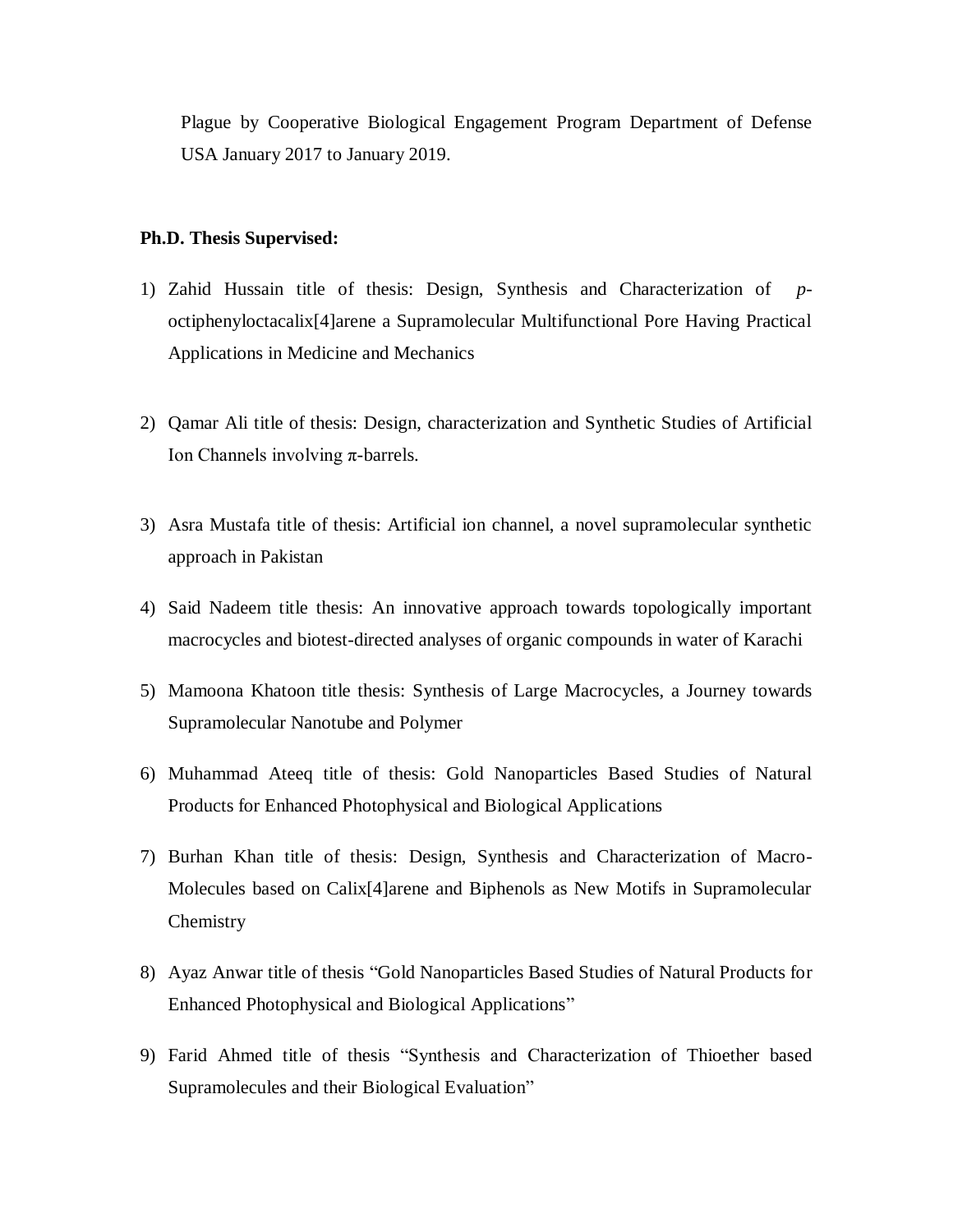Plague by Cooperative Biological Engagement Program Department of Defense USA January 2017 to January 2019.

**Ph.D. Thesis Supervised:**

1) Zahid Hussain title of thesis: Design, Synthesis and Characterization of *p*-octiphenyloctacalix[4]arene a Supramolecular Multifunctional Pore Having Practical Applications in Medicine and Mechanics

2) Qamar Ali title of thesis: Design, characterization and Synthetic Studies of Artificial Ion Channels involving $\pi$-barrels.

3) Asra Mustafa title of thesis: Artificial ion channel, a novel supramolecular synthetic approach in Pakistan

4) Said Nadeem title thesis: An innovative approach towards topologically important macrocycles and biotest-directed analyses of organic compounds in water of Karachi

5) Mamoona Khatoon title thesis: Synthesis of Large Macrocycles, a Journey towards Supramolecular Nanotube and Polymer

6) Muhammad Ateeq title of thesis: Gold Nanoparticles Based Studies of Natural Products for Enhanced Photophysical and Biological Applications

7) Burhan Khan title of thesis: Design, Synthesis and Characterization of Macro-Molecules based on Calix[4]arene and Biphenols as New Motifs in Supramolecular Chemistry

8) Ayaz Anwar title of thesis "Gold Nanoparticles Based Studies of Natural Products for Enhanced Photophysical and Biological Applications"

9) Farid Ahmed title of thesis "Synthesis and Characterization of Thioether based Supramolecules and their Biological Evaluation"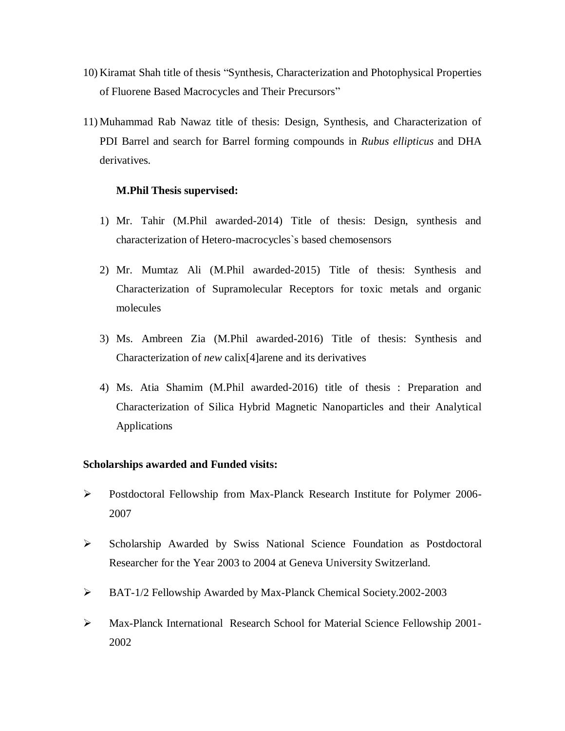10) Kiramat Shah title of thesis "Synthesis, Characterization and Photophysical Properties of Fluorene Based Macrocycles and Their Precursors"

11) Muhammad Rab Nawaz title of thesis: Design, Synthesis, and Characterization of PDI Barrel and search for Barrel forming compounds in *Rubus ellipticus* and DHA derivatives.

**M.Phil Thesis supervised:**

1) Mr. Tahir (M.Phil awarded-2014) Title of thesis: Design, synthesis and characterization of Hetero-macrocycles`s based chemosensors

2) Mr. Mumtaz Ali (M.Phil awarded-2015) Title of thesis: Synthesis and Characterization of Supramolecular Receptors for toxic metals and organic molecules

3) Ms. Ambreen Zia (M.Phil awarded-2016) Title of thesis: Synthesis and Characterization of *new* calix[4]arene and its derivatives

4) Ms. Atia Shamim (M.Phil awarded-2016) title of thesis : Preparation and Characterization of Silica Hybrid Magnetic Nanoparticles and their Analytical Applications

**Scholarships awarded and Funded visits:**

- Postdoctoral Fellowship from Max-Planck Research Institute for Polymer 2006-2007
- Scholarship Awarded by Swiss National Science Foundation as Postdoctoral Researcher for the Year 2003 to 2004 at Geneva University Switzerland.
- BAT-1/2 Fellowship Awarded by Max-Planck Chemical Society.2002-2003
- Max-Planck International Research School for Material Science Fellowship 2001-2002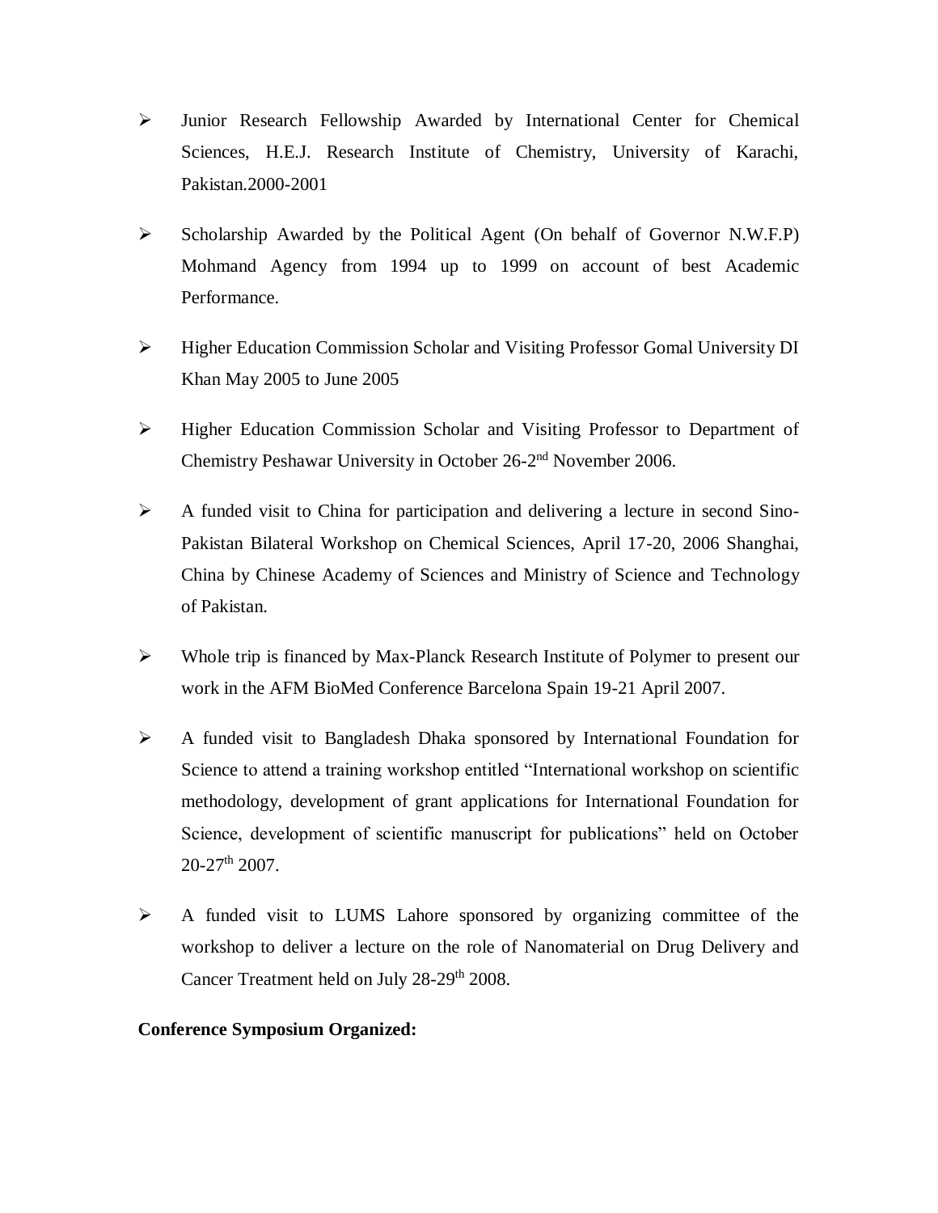- Junior Research Fellowship Awarded by International Center for Chemical Sciences, H.E.J. Research Institute of Chemistry, University of Karachi, Pakistan.2000-2001

- Scholarship Awarded by the Political Agent (On behalf of Governor N.W.F.P) Mohmand Agency from 1994 up to 1999 on account of best Academic Performance.

- Higher Education Commission Scholar and Visiting Professor Gomal University DI Khan May 2005 to June 2005

- Higher Education Commission Scholar and Visiting Professor to Department of Chemistry Peshawar University in October 26-2nd November 2006.

- A funded visit to China for participation and delivering a lecture in second Sino-Pakistan Bilateral Workshop on Chemical Sciences, April 17-20, 2006 Shanghai, China by Chinese Academy of Sciences and Ministry of Science and Technology of Pakistan.

- Whole trip is financed by Max-Planck Research Institute of Polymer to present our work in the AFM BioMed Conference Barcelona Spain 19-21 April 2007.

- A funded visit to Bangladesh Dhaka sponsored by International Foundation for Science to attend a training workshop entitled "International workshop on scientific methodology, development of grant applications for International Foundation for Science, development of scientific manuscript for publications" held on October 20-27th 2007.

- A funded visit to LUMS Lahore sponsored by organizing committee of the workshop to deliver a lecture on the role of Nanomaterial on Drug Delivery and Cancer Treatment held on July 28-29th 2008.

**Conference Symposium Organized:**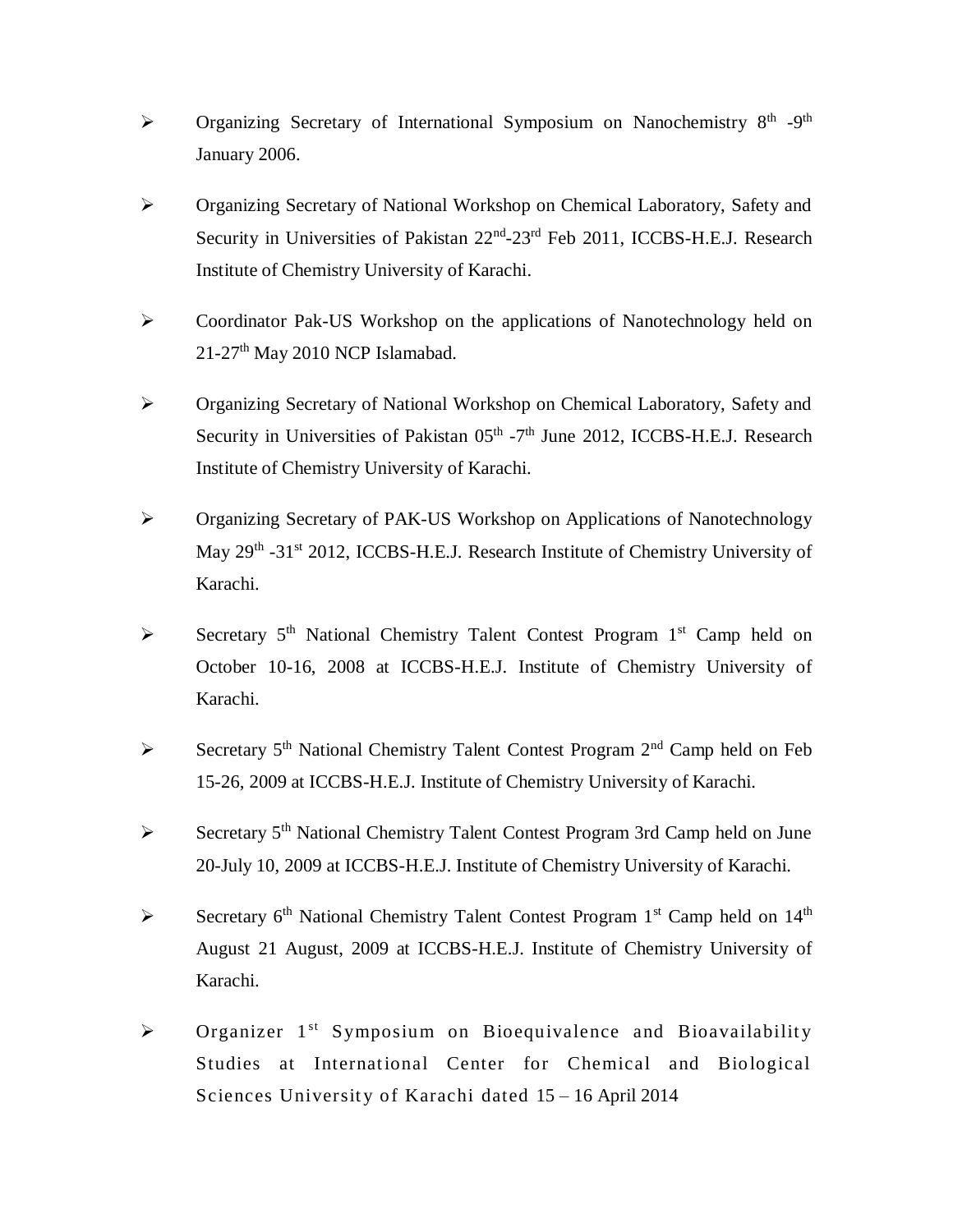- Organizing Secretary of International Symposium on Nanochemistry 8$^{th}$ -9$^{th}$ January 2006.
- Organizing Secretary of National Workshop on Chemical Laboratory, Safety and Security in Universities of Pakistan 22$^{nd}$-23$^{rd}$ Feb 2011, ICCBS-H.E.J. Research Institute of Chemistry University of Karachi.
- Coordinator Pak-US Workshop on the applications of Nanotechnology held on 21-27$^{th}$ May 2010 NCP Islamabad.
- Organizing Secretary of National Workshop on Chemical Laboratory, Safety and Security in Universities of Pakistan 05$^{th}$ -7$^{th}$ June 2012, ICCBS-H.E.J. Research Institute of Chemistry University of Karachi.
- Organizing Secretary of PAK-US Workshop on Applications of Nanotechnology May 29$^{th}$ -31$^{st}$ 2012, ICCBS-H.E.J. Research Institute of Chemistry University of Karachi.
- Secretary 5$^{th}$ National Chemistry Talent Contest Program 1$^{st}$ Camp held on October 10-16, 2008 at ICCBS-H.E.J. Institute of Chemistry University of Karachi.
- Secretary 5$^{th}$ National Chemistry Talent Contest Program 2$^{nd}$ Camp held on Feb 15-26, 2009 at ICCBS-H.E.J. Institute of Chemistry University of Karachi.
- Secretary 5$^{th}$ National Chemistry Talent Contest Program 3rd Camp held on June 20-July 10, 2009 at ICCBS-H.E.J. Institute of Chemistry University of Karachi.
- Secretary 6$^{th}$ National Chemistry Talent Contest Program 1$^{st}$ Camp held on 14$^{th}$ August 21 August, 2009 at ICCBS-H.E.J. Institute of Chemistry University of Karachi.
- Organizer 1$^{st}$ Symposium on Bioequivalence and Bioavailability Studies at International Center for Chemical and Biological Sciences University of Karachi dated 15 – 16 April 2014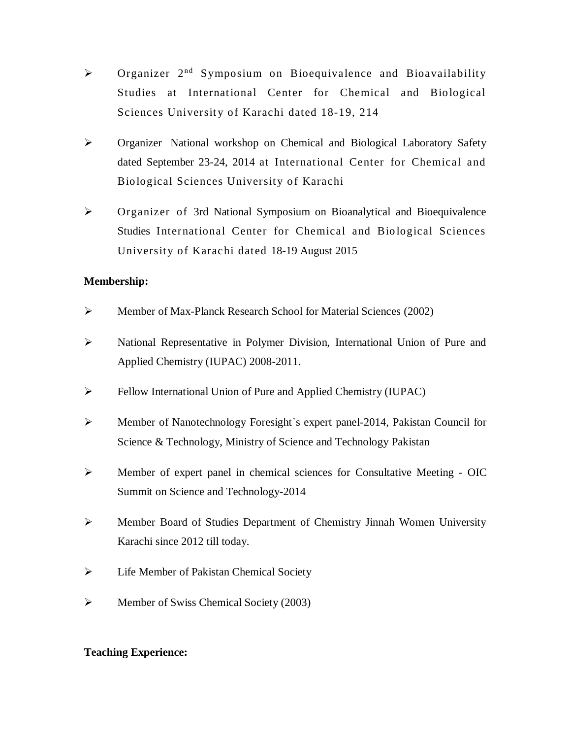- Organizer 2nd Symposium on Bioequivalence and Bioavailability Studies at International Center for Chemical and Biological Sciences University of Karachi dated 18-19, 214

- Organizer National workshop on Chemical and Biological Laboratory Safety dated September 23-24, 2014 at International Center for Chemical and Biological Sciences University of Karachi

- Organizer of 3rd National Symposium on Bioanalytical and Bioequivalence Studies International Center for Chemical and Biological Sciences University of Karachi dated 18-19 August 2015

**Membership:**

- Member of Max-Planck Research School for Material Sciences (2002)

- National Representative in Polymer Division, International Union of Pure and Applied Chemistry (IUPAC) 2008-2011.

- Fellow International Union of Pure and Applied Chemistry (IUPAC)

- Member of Nanotechnology Foresight`s expert panel-2014, Pakistan Council for Science & Technology, Ministry of Science and Technology Pakistan

- Member of expert panel in chemical sciences for Consultative Meeting - OIC Summit on Science and Technology-2014

- Member Board of Studies Department of Chemistry Jinnah Women University Karachi since 2012 till today.

- Life Member of Pakistan Chemical Society

- Member of Swiss Chemical Society (2003)

**Teaching Experience:**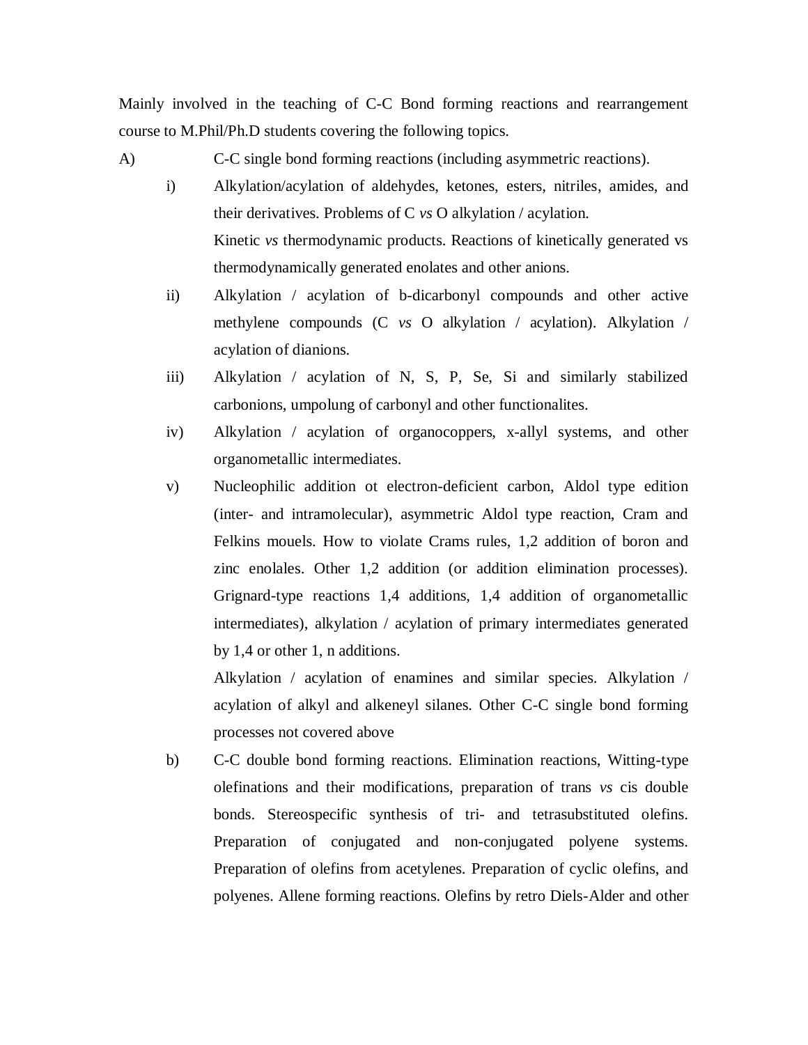Mainly involved in the teaching of C-C Bond forming reactions and rearrangement course to M.Phil/Ph.D students covering the following topics.

A) C-C single bond forming reactions (including asymmetric reactions).

i) Alkylation/acylation of aldehydes, ketones, esters, nitriles, amides, and their derivatives. Problems of C *vs* O alkylation / acylation.
Kinetic *vs* thermodynamic products. Reactions of kinetically generated vs thermodynamically generated enolates and other anions.

ii) Alkylation / acylation of b-dicarbonyl compounds and other active methylene compounds (C *vs* O alkylation / acylation). Alkylation / acylation of dianions.

iii) Alkylation / acylation of N, S, P, Se, Si and similarly stabilized carbonions, umpolung of carbonyl and other functionalites.

iv) Alkylation / acylation of organocoppers, x-allyl systems, and other organometallic intermediates.

v) Nucleophilic addition ot electron-deficient carbon, Aldol type edition (inter- and intramolecular), asymmetric Aldol type reaction, Cram and Felkins mouels. How to violate Crams rules, 1,2 addition of boron and zinc enolales. Other 1,2 addition (or addition elimination processes). Grignard-type reactions 1,4 additions, 1,4 addition of organometallic intermediates), alkylation / acylation of primary intermediates generated by 1,4 or other 1, n additions.
Alkylation / acylation of enamines and similar species. Alkylation / acylation of alkyl and alkeneyl silanes. Other C-C single bond forming processes not covered above

b) C-C double bond forming reactions. Elimination reactions, Witting-type olefinations and their modifications, preparation of trans *vs* cis double bonds. Stereospecific synthesis of tri- and tetrasubstituted olefins. Preparation of conjugated and non-conjugated polyene systems. Preparation of olefins from acetylenes. Preparation of cyclic olefins, and polyenes. Allene forming reactions. Olefins by retro Diels-Alder and other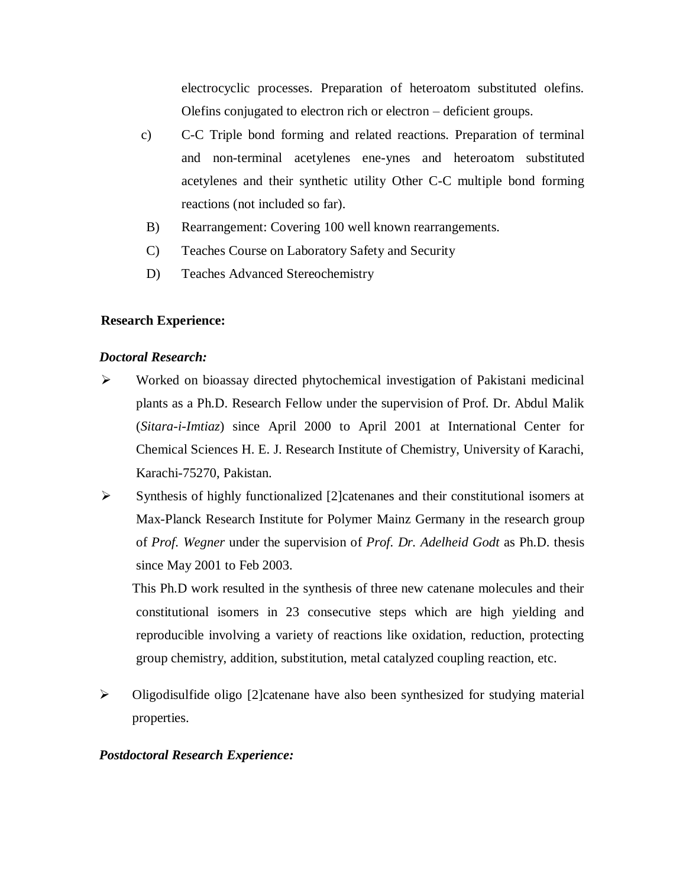electrocyclic processes. Preparation of heteroatom substituted olefins. Olefins conjugated to electron rich or electron – deficient groups.

c) C-C Triple bond forming and related reactions. Preparation of terminal and non-terminal acetylenes ene-ynes and heteroatom substituted acetylenes and their synthetic utility Other C-C multiple bond forming reactions (not included so far).

B) Rearrangement: Covering 100 well known rearrangements.

C) Teaches Course on Laboratory Safety and Security

D) Teaches Advanced Stereochemistry

**Research Experience:**

***Doctoral Research:***

- Worked on bioassay directed phytochemical investigation of Pakistani medicinal plants as a Ph.D. Research Fellow under the supervision of Prof. Dr. Abdul Malik (*Sitara-i-Imtiaz*) since April 2000 to April 2001 at International Center for Chemical Sciences H. E. J. Research Institute of Chemistry, University of Karachi, Karachi-75270, Pakistan.
- Synthesis of highly functionalized [2]catenanes and their constitutional isomers at Max-Planck Research Institute for Polymer Mainz Germany in the research group of *Prof. Wegner* under the supervision of *Prof. Dr. Adelheid Godt* as Ph.D. thesis since May 2001 to Feb 2003.

  This Ph.D work resulted in the synthesis of three new catenane molecules and their constitutional isomers in 23 consecutive steps which are high yielding and reproducible involving a variety of reactions like oxidation, reduction, protecting group chemistry, addition, substitution, metal catalyzed coupling reaction, etc.

- Oligodisulfide oligo [2]catenane have also been synthesized for studying material properties.

***Postdoctoral Research Experience:***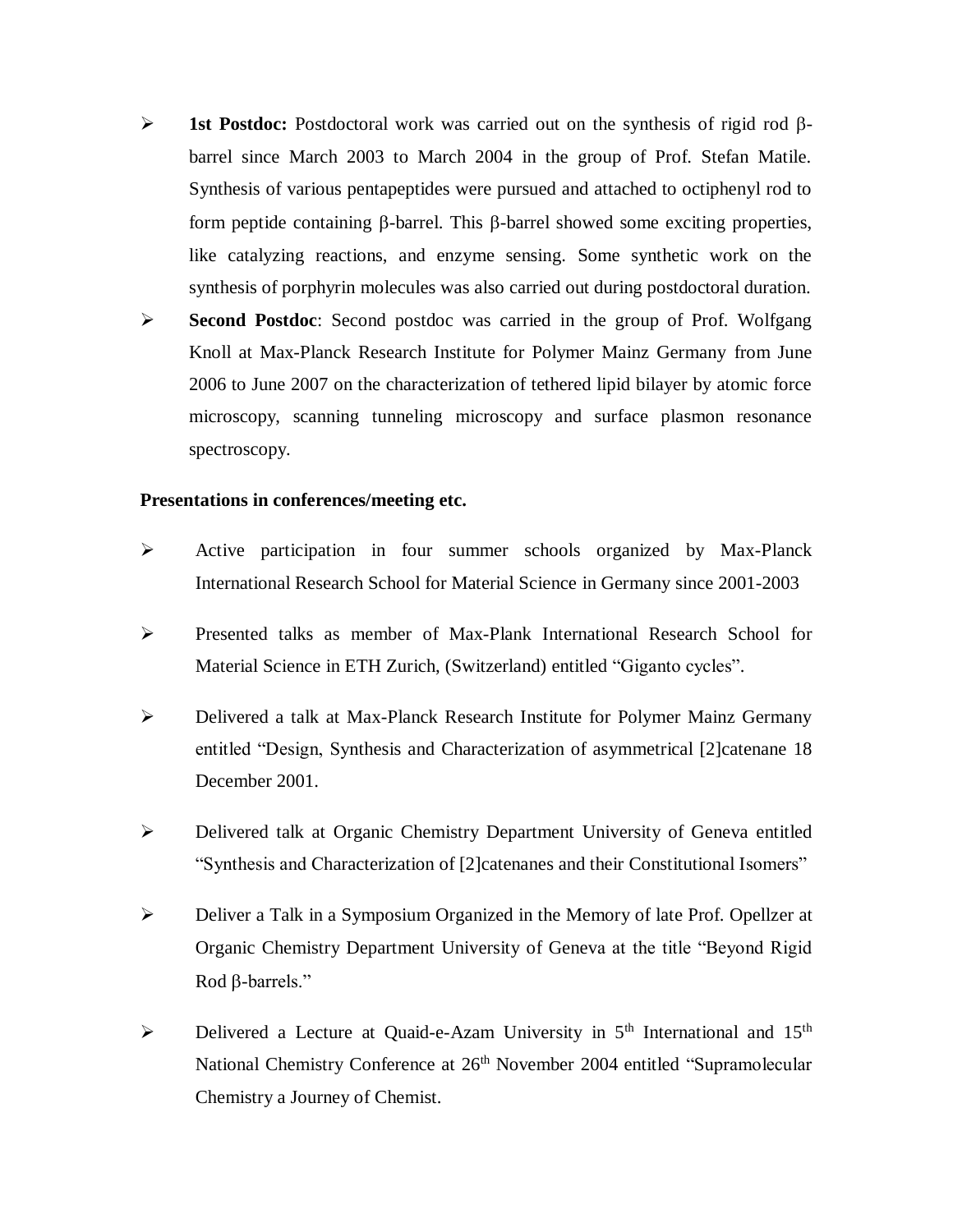- **1st Postdoc:** Postdoctoral work was carried out on the synthesis of rigid rod β-barrel since March 2003 to March 2004 in the group of Prof. Stefan Matile. Synthesis of various pentapeptides were pursued and attached to octiphenyl rod to form peptide containing β-barrel. This β-barrel showed some exciting properties, like catalyzing reactions, and enzyme sensing. Some synthetic work on the synthesis of porphyrin molecules was also carried out during postdoctoral duration.
- **Second Postdoc**: Second postdoc was carried in the group of Prof. Wolfgang Knoll at Max-Planck Research Institute for Polymer Mainz Germany from June 2006 to June 2007 on the characterization of tethered lipid bilayer by atomic force microscopy, scanning tunneling microscopy and surface plasmon resonance spectroscopy.

**Presentations in conferences/meeting etc.**

- Active participation in four summer schools organized by Max-Planck International Research School for Material Science in Germany since 2001-2003
- Presented talks as member of Max-Plank International Research School for Material Science in ETH Zurich, (Switzerland) entitled "Giganto cycles".
- Delivered a talk at Max-Planck Research Institute for Polymer Mainz Germany entitled "Design, Synthesis and Characterization of asymmetrical [2]catenane 18 December 2001.
- Delivered talk at Organic Chemistry Department University of Geneva entitled "Synthesis and Characterization of [2]catenanes and their Constitutional Isomers"
- Deliver a Talk in a Symposium Organized in the Memory of late Prof. Opellzer at Organic Chemistry Department University of Geneva at the title "Beyond Rigid Rod β-barrels."
- Delivered a Lecture at Quaid-e-Azam University in 5th International and 15th National Chemistry Conference at 26th November 2004 entitled "Supramolecular Chemistry a Journey of Chemist.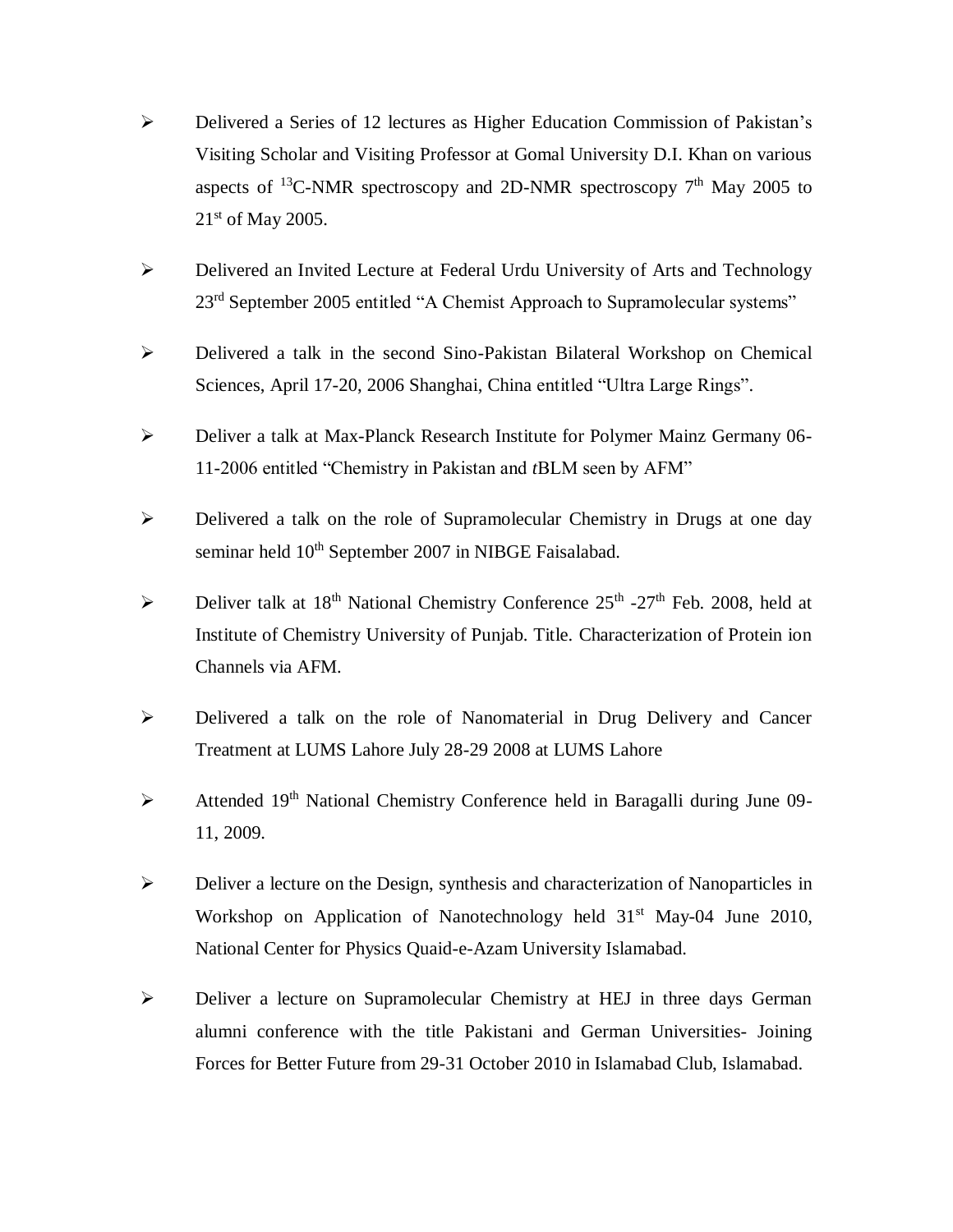- Delivered a Series of 12 lectures as Higher Education Commission of Pakistan's Visiting Scholar and Visiting Professor at Gomal University D.I. Khan on various aspects of $^{13}$C-NMR spectroscopy and 2D-NMR spectroscopy 7$^{th}$ May 2005 to 21$^{st}$ of May 2005.

- Delivered an Invited Lecture at Federal Urdu University of Arts and Technology 23$^{rd}$ September 2005 entitled "A Chemist Approach to Supramolecular systems"

- Delivered a talk in the second Sino-Pakistan Bilateral Workshop on Chemical Sciences, April 17-20, 2006 Shanghai, China entitled "Ultra Large Rings".

- Deliver a talk at Max-Planck Research Institute for Polymer Mainz Germany 06-11-2006 entitled "Chemistry in Pakistan and *t*BLM seen by AFM"

- Delivered a talk on the role of Supramolecular Chemistry in Drugs at one day seminar held 10$^{th}$ September 2007 in NIBGE Faisalabad.

- Deliver talk at 18$^{th}$ National Chemistry Conference 25$^{th}$ -27$^{th}$ Feb. 2008, held at Institute of Chemistry University of Punjab. Title. Characterization of Protein ion Channels via AFM.

- Delivered a talk on the role of Nanomaterial in Drug Delivery and Cancer Treatment at LUMS Lahore July 28-29 2008 at LUMS Lahore

- Attended 19$^{th}$ National Chemistry Conference held in Baragalli during June 09-11, 2009.

- Deliver a lecture on the Design, synthesis and characterization of Nanoparticles in Workshop on Application of Nanotechnology held 31$^{st}$ May-04 June 2010, National Center for Physics Quaid-e-Azam University Islamabad.

- Deliver a lecture on Supramolecular Chemistry at HEJ in three days German alumni conference with the title Pakistani and German Universities- Joining Forces for Better Future from 29-31 October 2010 in Islamabad Club, Islamabad.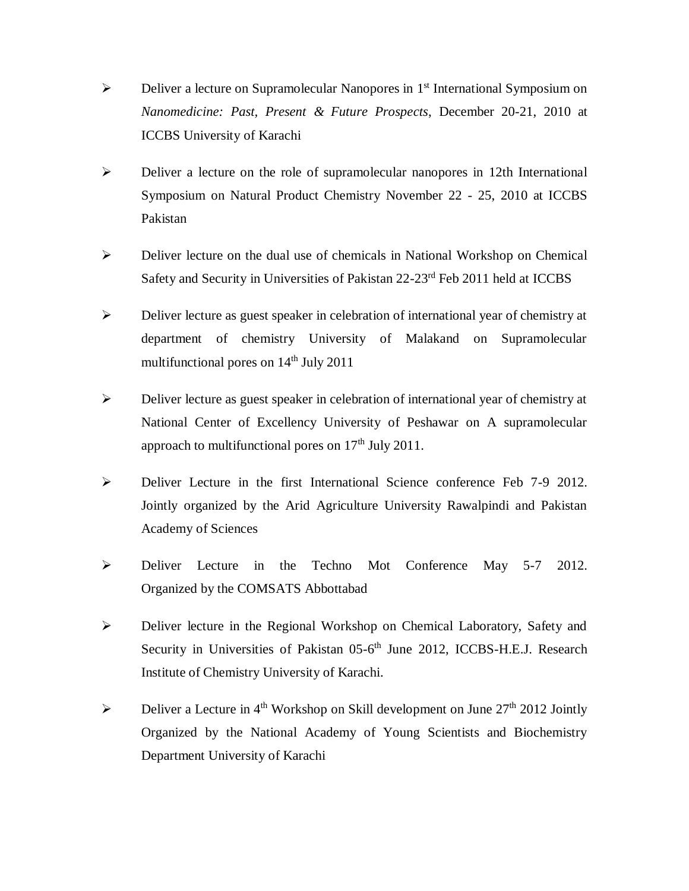- Deliver a lecture on Supramolecular Nanopores in 1st International Symposium on *Nanomedicine: Past, Present & Future Prospects*, December 20-21, 2010 at ICCBS University of Karachi

- Deliver a lecture on the role of supramolecular nanopores in 12th International Symposium on Natural Product Chemistry November 22 - 25, 2010 at ICCBS Pakistan

- Deliver lecture on the dual use of chemicals in National Workshop on Chemical Safety and Security in Universities of Pakistan 22-23rd Feb 2011 held at ICCBS

- Deliver lecture as guest speaker in celebration of international year of chemistry at department of chemistry University of Malakand on Supramolecular multifunctional pores on 14th July 2011

- Deliver lecture as guest speaker in celebration of international year of chemistry at National Center of Excellency University of Peshawar on A supramolecular approach to multifunctional pores on 17th July 2011.

- Deliver Lecture in the first International Science conference Feb 7-9 2012. Jointly organized by the Arid Agriculture University Rawalpindi and Pakistan Academy of Sciences

- Deliver Lecture in the Techno Mot Conference May 5-7 2012. Organized by the COMSATS Abbottabad

- Deliver lecture in the Regional Workshop on Chemical Laboratory, Safety and Security in Universities of Pakistan 05-6th June 2012, ICCBS-H.E.J. Research Institute of Chemistry University of Karachi.

- Deliver a Lecture in 4th Workshop on Skill development on June 27th 2012 Jointly Organized by the National Academy of Young Scientists and Biochemistry Department University of Karachi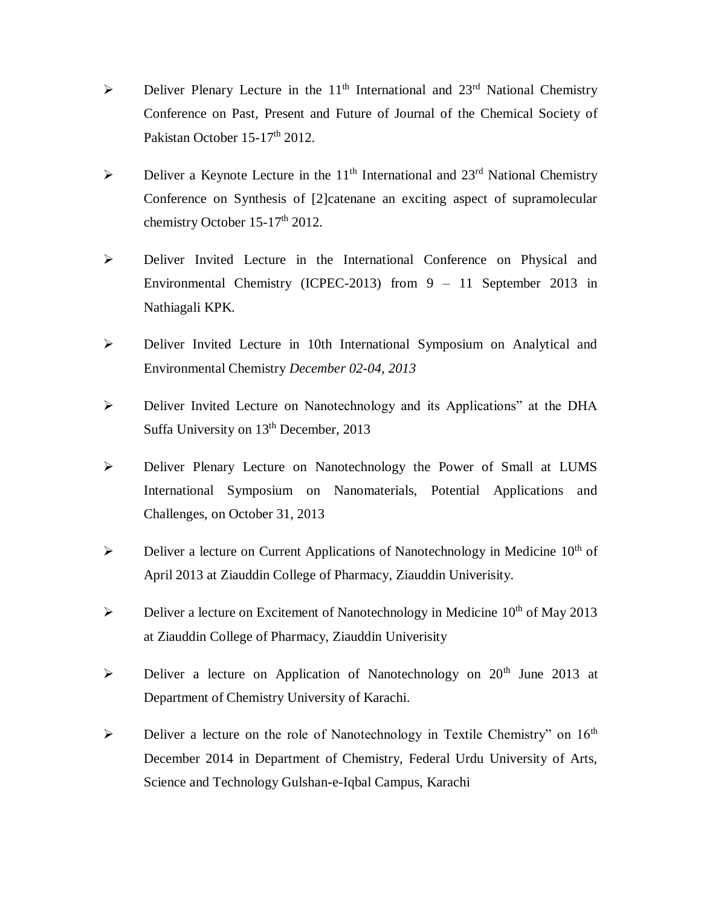- Deliver Plenary Lecture in the 11th International and 23rd National Chemistry Conference on Past, Present and Future of Journal of the Chemical Society of Pakistan October 15-17th 2012.

- Deliver a Keynote Lecture in the 11th International and 23rd National Chemistry Conference on Synthesis of [2]catenane an exciting aspect of supramolecular chemistry October 15-17th 2012.

- Deliver Invited Lecture in the International Conference on Physical and Environmental Chemistry (ICPEC-2013) from 9 – 11 September 2013 in Nathiagali KPK.

- Deliver Invited Lecture in 10th International Symposium on Analytical and Environmental Chemistry *December 02-04, 2013*

- Deliver Invited Lecture on Nanotechnology and its Applications" at the DHA Suffa University on 13th December, 2013

- Deliver Plenary Lecture on Nanotechnology the Power of Small at LUMS International Symposium on Nanomaterials, Potential Applications and Challenges, on October 31, 2013

- Deliver a lecture on Current Applications of Nanotechnology in Medicine 10th of April 2013 at Ziauddin College of Pharmacy, Ziauddin Univerisity.

- Deliver a lecture on Excitement of Nanotechnology in Medicine 10th of May 2013 at Ziauddin College of Pharmacy, Ziauddin Univerisity

- Deliver a lecture on Application of Nanotechnology on 20th June 2013 at Department of Chemistry University of Karachi.

- Deliver a lecture on the role of Nanotechnology in Textile Chemistry" on 16th December 2014 in Department of Chemistry, Federal Urdu University of Arts, Science and Technology Gulshan-e-Iqbal Campus, Karachi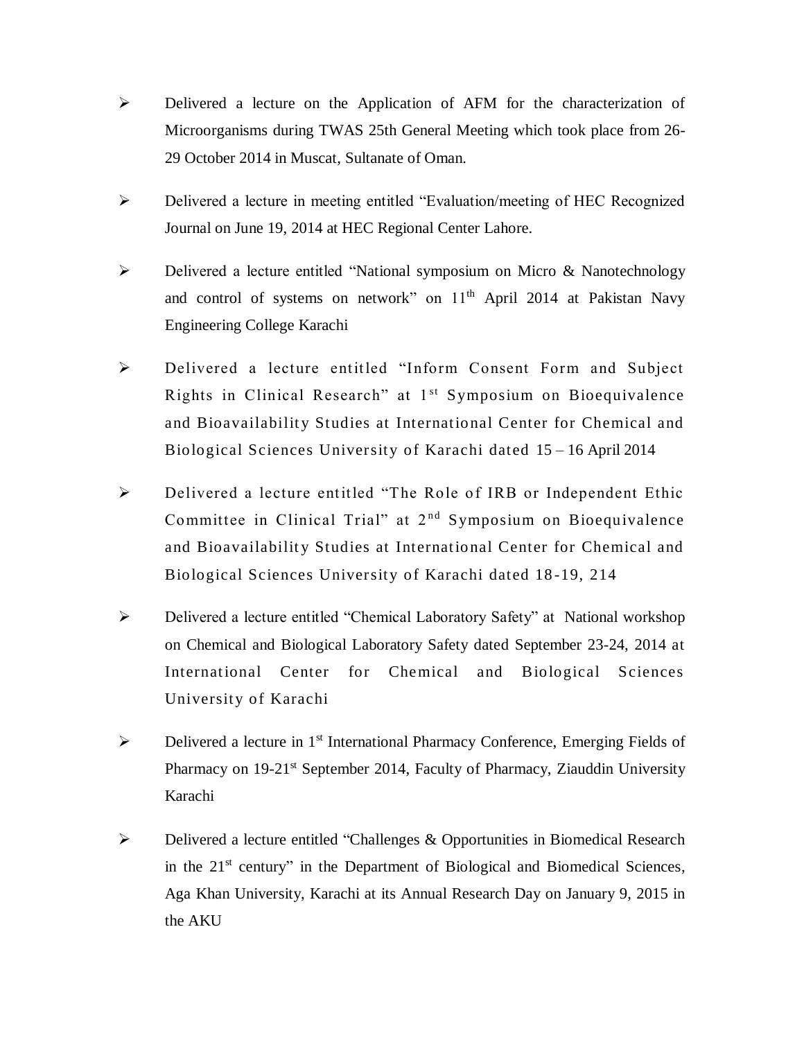- Delivered a lecture on the Application of AFM for the characterization of Microorganisms during TWAS 25th General Meeting which took place from 26-29 October 2014 in Muscat, Sultanate of Oman.

- Delivered a lecture in meeting entitled "Evaluation/meeting of HEC Recognized Journal on June 19, 2014 at HEC Regional Center Lahore.

- Delivered a lecture entitled "National symposium on Micro & Nanotechnology and control of systems on network" on 11th April 2014 at Pakistan Navy Engineering College Karachi

- Delivered a lecture entitled "Inform Consent Form and Subject Rights in Clinical Research" at 1st Symposium on Bioequivalence and Bioavailability Studies at International Center for Chemical and Biological Sciences University of Karachi dated 15 – 16 April 2014

- Delivered a lecture entitled "The Role of IRB or Independent Ethic Committee in Clinical Trial" at 2nd Symposium on Bioequivalence and Bioavailability Studies at International Center for Chemical and Biological Sciences University of Karachi dated 18-19, 214

- Delivered a lecture entitled "Chemical Laboratory Safety" at National workshop on Chemical and Biological Laboratory Safety dated September 23-24, 2014 at International Center for Chemical and Biological Sciences University of Karachi

- Delivered a lecture in 1st International Pharmacy Conference, Emerging Fields of Pharmacy on 19-21st September 2014, Faculty of Pharmacy, Ziauddin University Karachi

- Delivered a lecture entitled "Challenges & Opportunities in Biomedical Research in the 21st century" in the Department of Biological and Biomedical Sciences, Aga Khan University, Karachi at its Annual Research Day on January 9, 2015 in the AKU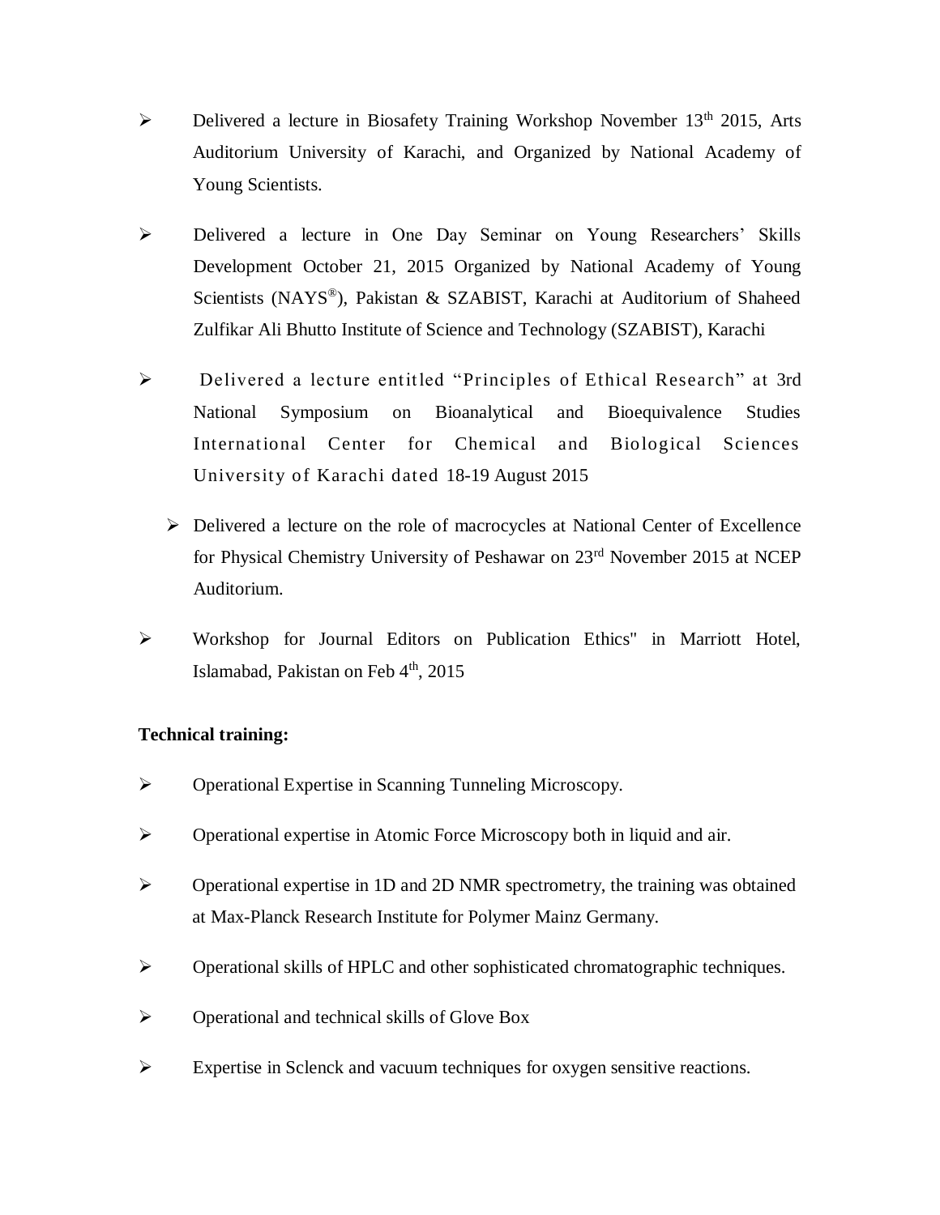- Delivered a lecture in Biosafety Training Workshop November $13^{th}$ 2015, Arts Auditorium University of Karachi, and Organized by National Academy of Young Scientists.
- Delivered a lecture in One Day Seminar on Young Researchers' Skills Development October 21, 2015 Organized by National Academy of Young Scientists (NAYS®), Pakistan & SZABIST, Karachi at Auditorium of Shaheed Zulfikar Ali Bhutto Institute of Science and Technology (SZABIST), Karachi
- Delivered a lecture entitled "Principles of Ethical Research" at 3rd National Symposium on Bioanalytical and Bioequivalence Studies International Center for Chemical and Biological Sciences University of Karachi dated 18-19 August 2015
- Delivered a lecture on the role of macrocycles at National Center of Excellence for Physical Chemistry University of Peshawar on $23^{rd}$ November 2015 at NCEP Auditorium.
- Workshop for Journal Editors on Publication Ethics" in Marriott Hotel, Islamabad, Pakistan on Feb $4^{th}$, 2015

**Technical training:**

- Operational Expertise in Scanning Tunneling Microscopy.
- Operational expertise in Atomic Force Microscopy both in liquid and air.
- Operational expertise in 1D and 2D NMR spectrometry, the training was obtained at Max-Planck Research Institute for Polymer Mainz Germany.
- Operational skills of HPLC and other sophisticated chromatographic techniques.
- Operational and technical skills of Glove Box
- Expertise in Sclenck and vacuum techniques for oxygen sensitive reactions.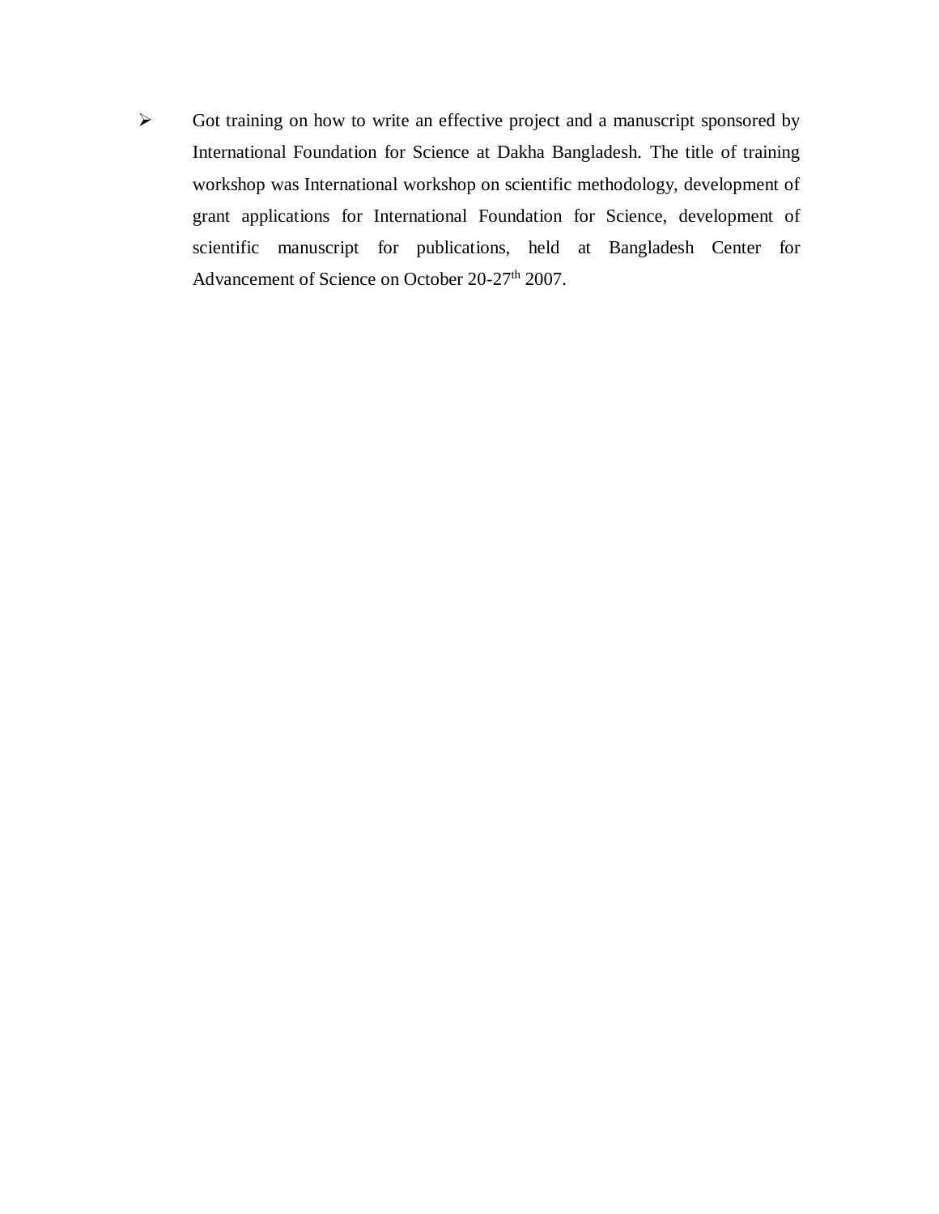- Got training on how to write an effective project and a manuscript sponsored by International Foundation for Science at Dakha Bangladesh. The title of training workshop was International workshop on scientific methodology, development of grant applications for International Foundation for Science, development of scientific manuscript for publications, held at Bangladesh Center for Advancement of Science on October 20-27$^{th}$ 2007.